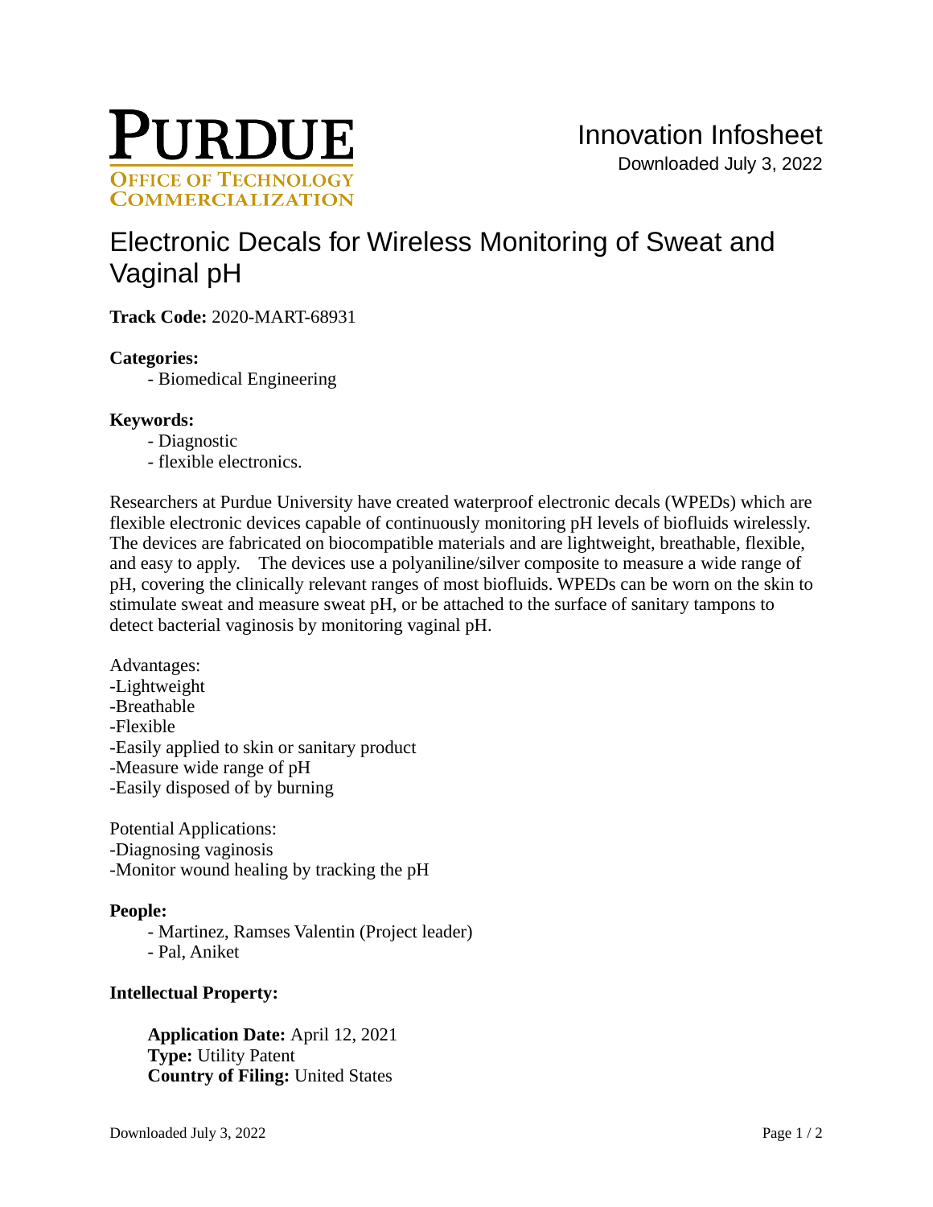PURDUE
OFFICE OF TECHNOLOGY COMMERCIALIZATION

Innovation Infosheet
Downloaded July 3, 2022

# Electronic Decals for Wireless Monitoring of Sweat and Vaginal pH

**Track Code:** 2020-MART-68931

**Categories:**

- Biomedical Engineering

**Keywords:**

- Diagnostic
- flexible electronics.

Researchers at Purdue University have created waterproof electronic decals (WPEDs) which are flexible electronic devices capable of continuously monitoring pH levels of biofluids wirelessly. The devices are fabricated on biocompatible materials and are lightweight, breathable, flexible, and easy to apply. The devices use a polyaniline/silver composite to measure a wide range of pH, covering the clinically relevant ranges of most biofluids. WPEDs can be worn on the skin to stimulate sweat and measure sweat pH, or be attached to the surface of sanitary tampons to detect bacterial vaginosis by monitoring vaginal pH.

Advantages:
-Lightweight
-Breathable
-Flexible
-Easily applied to skin or sanitary product
-Measure wide range of pH
-Easily disposed of by burning

Potential Applications:
-Diagnosing vaginosis
-Monitor wound healing by tracking the pH

**People:**

- Martinez, Ramses Valentin (Project leader)
- Pal, Aniket

**Intellectual Property:**

**Application Date:** April 12, 2021
**Type:** Utility Patent
**Country of Filing:** United States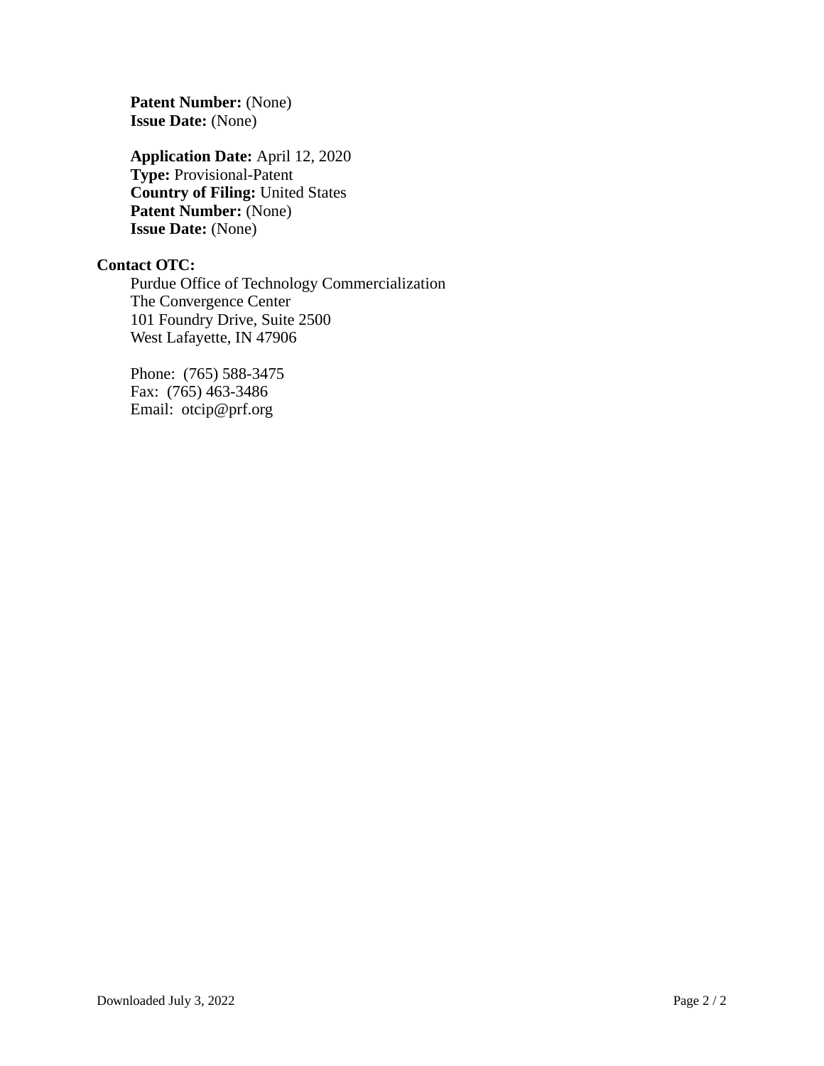**Patent Number:** (None)
**Issue Date:** (None)

**Application Date:** April 12, 2020
**Type:** Provisional-Patent
**Country of Filing:** United States
**Patent Number:** (None)
**Issue Date:** (None)

**Contact OTC:**

Purdue Office of Technology Commercialization
The Convergence Center
101 Foundry Drive, Suite 2500
West Lafayette, IN 47906

Phone: (765) 588-3475
Fax: (765) 463-3486
Email: otcip@prf.org

Downloaded July 3, 2022